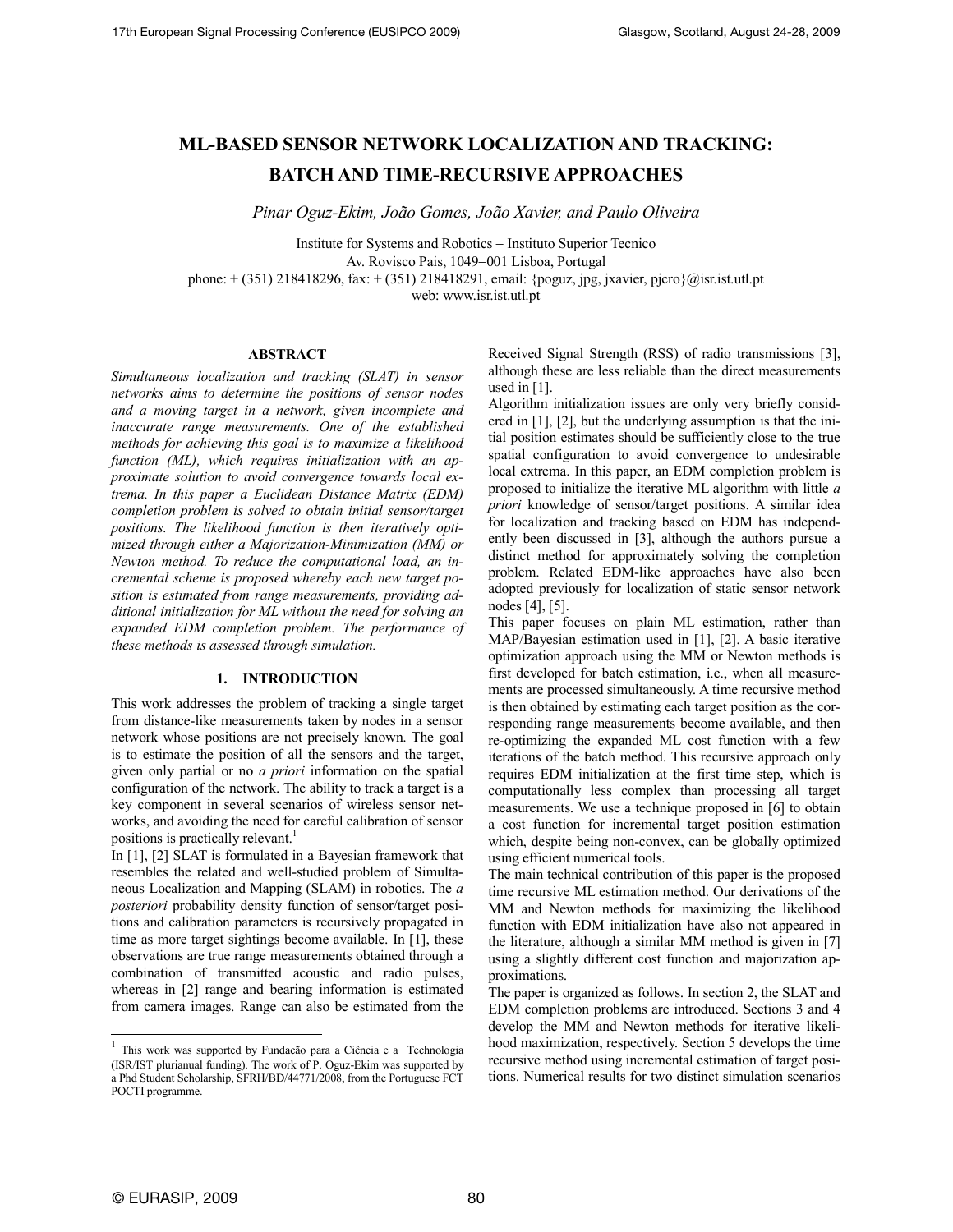# ML-BASED SENSOR NETWORK LOCALIZATION AND TRACKING: BATCH AND TIME-RECURSIVE APPROACHES

*Pinar Oguz-Ekim, João Gomes, João Xavier, and Paulo Oliveira*

Institute for Systems and Robotics – Instituto Superior Tecnico
Av. Rovisco Pais, 1049–001 Lisboa, Portugal
phone: + (351) 218418296, fax: + (351) 218418291, email: {poguz, jpg, jxavier, pjcro}@isr.ist.utl.pt
web: www.isr.ist.utl.pt

### ABSTRACT

*Simultaneous localization and tracking (SLAT) in sensor networks aims to determine the positions of sensor nodes and a moving target in a network, given incomplete and inaccurate range measurements. One of the established methods for achieving this goal is to maximize a likelihood function (ML), which requires initialization with an approximate solution to avoid convergence towards local extrema. In this paper a Euclidean Distance Matrix (EDM) completion problem is solved to obtain initial sensor/target positions. The likelihood function is then iteratively optimized through either a Majorization-Minimization (MM) or Newton method. To reduce the computational load, an incremental scheme is proposed whereby each new target position is estimated from range measurements, providing additional initialization for ML without the need for solving an expanded EDM completion problem. The performance of these methods is assessed through simulation.*

## 1. INTRODUCTION

This work addresses the problem of tracking a single target from distance-like measurements taken by nodes in a sensor network whose positions are not precisely known. The goal is to estimate the position of all the sensors and the target, given only partial or no *a priori* information on the spatial configuration of the network. The ability to track a target is a key component in several scenarios of wireless sensor networks, and avoiding the need for careful calibration of sensor positions is practically relevant.[1]

In [1], [2] SLAT is formulated in a Bayesian framework that resembles the related and well-studied problem of Simultaneous Localization and Mapping (SLAM) in robotics. The *a posteriori* probability density function of sensor/target positions and calibration parameters is recursively propagated in time as more target sightings become available. In [1], these observations are true range measurements obtained through a combination of transmitted acoustic and radio pulses, whereas in [2] range and bearing information is estimated from camera images. Range can also be estimated from the Received Signal Strength (RSS) of radio transmissions [3], although these are less reliable than the direct measurements used in [1].

Algorithm initialization issues are only very briefly considered in [1], [2], but the underlying assumption is that the initial position estimates should be sufficiently close to the true spatial configuration to avoid convergence to undesirable local extrema. In this paper, an EDM completion problem is proposed to initialize the iterative ML algorithm with little *a priori* knowledge of sensor/target positions. A similar idea for localization and tracking based on EDM has independently been discussed in [3], although the authors pursue a distinct method for approximately solving the completion problem. Related EDM-like approaches have also been adopted previously for localization of static sensor network nodes [4], [5].

This paper focuses on plain ML estimation, rather than MAP/Bayesian estimation used in [1], [2]. A basic iterative optimization approach using the MM or Newton methods is first developed for batch estimation, i.e., when all measurements are processed simultaneously. A time recursive method is then obtained by estimating each target position as the corresponding range measurements become available, and then re-optimizing the expanded ML cost function with a few iterations of the batch method. This recursive approach only requires EDM initialization at the first time step, which is computationally less complex than processing all target measurements. We use a technique proposed in [6] to obtain a cost function for incremental target position estimation which, despite being non-convex, can be globally optimized using efficient numerical tools.

The main technical contribution of this paper is the proposed time recursive ML estimation method. Our derivations of the MM and Newton methods for maximizing the likelihood function with EDM initialization have also not appeared in the literature, although a similar MM method is given in [7] using a slightly different cost function and majorization approximations.

The paper is organized as follows. In section 2, the SLAT and EDM completion problems are introduced. Sections 3 and 4 develop the MM and Newton methods for iterative likelihood maximization, respectively. Section 5 develops the time recursive method using incremental estimation of target positions. Numerical results for two distinct simulation scenarios

[1] This work was supported by Fundacão para a Ciência e a Technologia (ISR/IST plurianual funding). The work of P. Oguz-Ekim was supported by a Phd Student Scholarship, SFRH/BD/44771/2008, from the Portuguese FCT POCTI programme.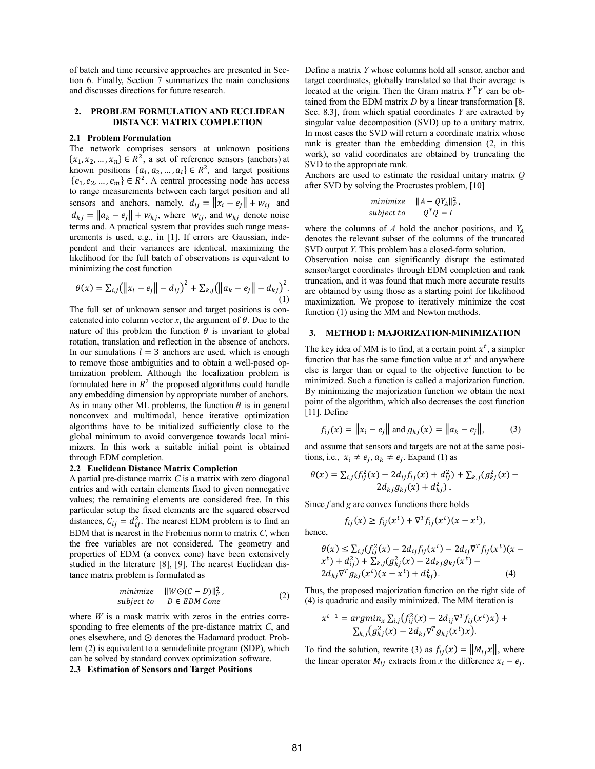of batch and time recursive approaches are presented in Section 6. Finally, Section 7 summarizes the main conclusions and discusses directions for future research.

## 2. PROBLEM FORMULATION AND EUCLIDEAN DISTANCE MATRIX COMPLETION

### 2.1 Problem Formulation

The network comprises sensors at unknown positions $\{x_1, x_2, \dots, x_n\} \in R^2$, a set of reference sensors (anchors) at known positions $\{a_1, a_2, \dots, a_l\} \in R^2$, and target positions $\{e_1, e_2, \dots, e_m\} \in R^2$. A central processing node has access to range measurements between each target position and all sensors and anchors, namely, $d_{ij} = \|x_i - e_j\| + w_{ij}$ and $d_{kj} = \|a_k - e_j\| + w_{kj}$, where $w_{ij}$, and $w_{kj}$ denote noise terms and. A practical system that provides such range measurements is used, e.g., in [1]. If errors are Gaussian, independent and their variances are identical, maximizing the likelihood for the full batch of observations is equivalent to minimizing the cost function

$$\theta(x) = \sum_{i,j}\left(\|x_i - e_j\| - d_{ij}\right)^2 + \sum_{k,j}\left(\|a_k - e_j\| - d_{kj}\right)^2. \tag{1}$$

The full set of unknown sensor and target positions is concatenated into column vector $x$, the argument of $\theta$. Due to the nature of this problem the function $\theta$ is invariant to global rotation, translation and reflection in the absence of anchors. In our simulations $l = 3$ anchors are used, which is enough to remove those ambiguities and to obtain a well-posed optimization problem. Although the localization problem is formulated here in $R^2$ the proposed algorithms could handle any embedding dimension by appropriate number of anchors. As in many other ML problems, the function $\theta$ is in general nonconvex and multimodal, hence iterative optimization algorithms have to be initialized sufficiently close to the global minimum to avoid convergence towards local minimizers. In this work a suitable initial point is obtained through EDM completion.

### 2.2 Euclidean Distance Matrix Completion

A partial pre-distance matrix $C$ is a matrix with zero diagonal entries and with certain elements fixed to given nonnegative values; the remaining elements are considered free. In this particular setup the fixed elements are the squared observed distances, $C_{ij} = d_{ij}^2$. The nearest EDM problem is to find an EDM that is nearest in the Frobenius norm to matrix $C$, when the free variables are not considered. The geometry and properties of EDM (a convex cone) have been extensively studied in the literature [8], [9]. The nearest Euclidean distance matrix problem is formulated as

$$\begin{array}{ll} minimize & \|W \odot (C - D)\|_F^2, \\ subject\ to & D \in EDM\ Cone \end{array} \tag{2}$$

where $W$ is a mask matrix with zeros in the entries corresponding to free elements of the pre-distance matrix $C$, and ones elsewhere, and $\odot$ denotes the Hadamard product. Problem (2) is equivalent to a semidefinite program (SDP), which can be solved by standard convex optimization software.

### 2.3 Estimation of Sensors and Target Positions

Define a matrix $Y$ whose columns hold all sensor, anchor and target coordinates, globally translated so that their average is located at the origin. Then the Gram matrix $Y^T Y$ can be obtained from the EDM matrix $D$ by a linear transformation [8, Sec. 8.3], from which spatial coordinates $Y$ are extracted by singular value decomposition (SVD) up to a unitary matrix. In most cases the SVD will return a coordinate matrix whose rank is greater than the embedding dimension (2, in this work), so valid coordinates are obtained by truncating the SVD to the appropriate rank.

Anchors are used to estimate the residual unitary matrix $Q$ after SVD by solving the Procrustes problem, [10]

$$\begin{array}{ll} minimize & \|A - QY_A\|_F^2, \\ subject\ to & Q^T Q = I \end{array}$$

where the columns of $A$ hold the anchor positions, and $Y_A$ denotes the relevant subset of the columns of the truncated SVD output $Y$. This problem has a closed-form solution.

Observation noise can significantly disrupt the estimated sensor/target coordinates through EDM completion and rank truncation, and it was found that much more accurate results are obtained by using those as a starting point for likelihood maximization. We propose to iteratively minimize the cost function (1) using the MM and Newton methods.

## 3. METHOD I: MAJORIZATION-MINIMIZATION

The key idea of MM is to find, at a certain point $x^t$, a simpler function that has the same function value at $x^t$ and anywhere else is larger than or equal to the objective function to be minimized. Such a function is called a majorization function. By minimizing the majorization function we obtain the next point of the algorithm, which also decreases the cost function [11]. Define

$$f_{ij}(x) = \|x_i - e_j\| \text{ and } g_{kj}(x) = \|a_k - e_j\|, \tag{3}$$

and assume that sensors and targets are not at the same positions, i.e., $x_i \neq e_j, a_k \neq e_j$. Expand (1) as

$$\theta(x) = \sum_{i,j}(f_{ij}^2(x) - 2d_{ij}f_{ij}(x) + d_{ij}^2) + \sum_{k,j}(g_{kj}^2(x) - 2d_{kj}g_{kj}(x) + d_{kj}^2).$$

Since $f$ and $g$ are convex functions there holds

$$f_{ij}(x) \geq f_{ij}(x^t) + \nabla^T f_{ij}(x^t)(x - x^t),$$

hence,

$$\theta(x) \leq \sum_{i,j}(f_{ij}^2(x) - 2d_{ij}f_{ij}(x^t) - 2d_{ij}\nabla^T f_{ij}(x^t)(x - x^t) + d_{ij}^2) + \sum_{k,j}(g_{kj}^2(x) - 2d_{kj}g_{kj}(x^t) - 2d_{kj}\nabla^T g_{kj}(x^t)(x - x^t) + d_{kj}^2). \tag{4}$$

Thus, the proposed majorization function on the right side of (4) is quadratic and easily minimized. The MM iteration is

$$x^{t+1} = argmin_x \sum_{i,j}\left(f_{ij}^2(x) - 2d_{ij}\nabla^T f_{ij}(x^t)x\right) + \sum_{k,j}\left(g_{kj}^2(x) - 2d_{kj}\nabla^T g_{kj}(x^t)x\right).$$

To find the solution, rewrite (3) as $f_{ij}(x) = \|M_{ij}x\|$, where the linear operator $M_{ij}$ extracts from $x$ the difference $x_i - e_j$.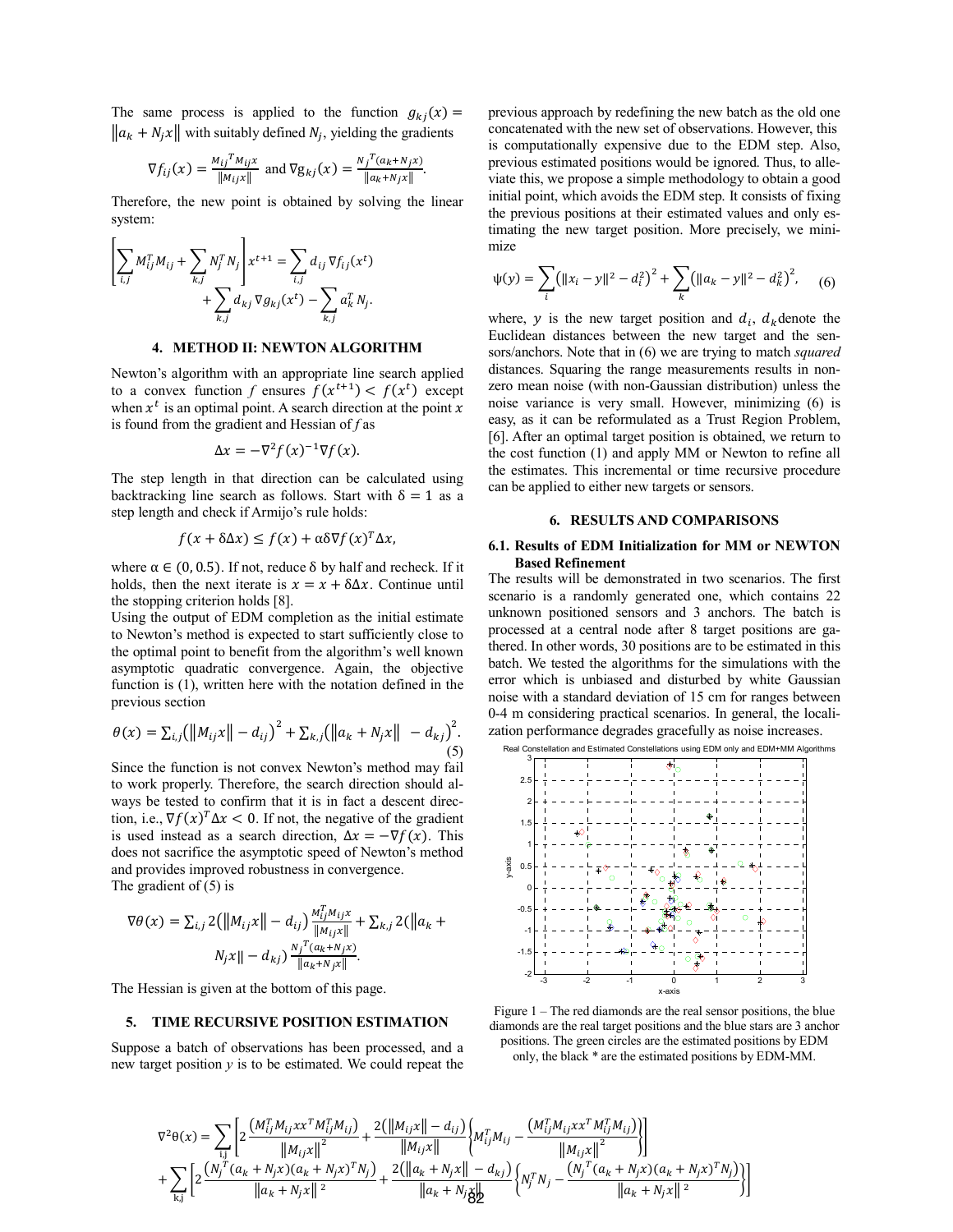The same process is applied to the function $g_{kj}(x) = \|a_k + N_j x\|$ with suitably defined $N_j$, yielding the gradients

$$\nabla f_{ij}(x) = \frac{M_{ij}{}^T M_{ij} x}{\|M_{ij} x\|} \text{ and } \nabla g_{kj}(x) = \frac{N_j{}^T (a_k + N_j x)}{\|a_k + N_j x\|}.$$

Therefore, the new point is obtained by solving the linear system:

$$\left[\sum_{i,j} M_{ij}^T M_{ij} + \sum_{k,j} N_j^T N_j\right] x^{t+1} = \sum_{i,j} d_{ij} \nabla f_{ij}(x^t) + \sum_{k,j} d_{kj} \nabla g_{kj}(x^t) - \sum_{k,j} a_k^T N_j.$$

## 4. METHOD II: NEWTON ALGORITHM

Newton's algorithm with an appropriate line search applied to a convex function $f$ ensures $f(x^{t+1}) < f(x^t)$ except when $x^t$ is an optimal point. A search direction at the point $x$ is found from the gradient and Hessian of $f$ as

$$\Delta x = -\nabla^2 f(x)^{-1} \nabla f(x).$$

The step length in that direction can be calculated using backtracking line search as follows. Start with $\delta = 1$ as a step length and check if Armijo's rule holds:

$$f(x + \delta \Delta x) \leq f(x) + \alpha \delta \nabla f(x)^T \Delta x,$$

where $\alpha \in (0, 0.5)$. If not, reduce $\delta$ by half and recheck. If it holds, then the next iterate is $x = x + \delta \Delta x$. Continue until the stopping criterion holds [8].

Using the output of EDM completion as the initial estimate to Newton's method is expected to start sufficiently close to the optimal point to benefit from the algorithm's well known asymptotic quadratic convergence. Again, the objective function is (1), written here with the notation defined in the previous section

$$\theta(x) = \sum_{i,j}\left(\|M_{ij} x\| - d_{ij}\right)^2 + \sum_{k,j}\left(\|a_k + N_j x\| - d_{kj}\right)^2. \quad (5)$$

Since the function is not convex Newton's method may fail to work properly. Therefore, the search direction should always be tested to confirm that it is in fact a descent direction, i.e., $\nabla f(x)^T \Delta x < 0$. If not, the negative of the gradient is used instead as a search direction, $\Delta x = -\nabla f(x)$. This does not sacrifice the asymptotic speed of Newton's method and provides improved robustness in convergence.

The gradient of (5) is

$$\nabla \theta(x) = \sum_{i,j} 2\left(\|M_{ij} x\| - d_{ij}\right) \frac{M_{ij}^T M_{ij} x}{\|M_{ij} x\|} + \sum_{k,j} 2\left(\|a_k + N_j x\| - d_{kj}\right) \frac{N_j{}^T (a_k + N_j x)}{\|a_k + N_j x\|}.$$

The Hessian is given at the bottom of this page.

## 5. TIME RECURSIVE POSITION ESTIMATION

Suppose a batch of observations has been processed, and a new target position $y$ is to be estimated. We could repeat the previous approach by redefining the new batch as the old one concatenated with the new set of observations. However, this is computationally expensive due to the EDM step. Also, previous estimated positions would be ignored. Thus, to alleviate this, we propose a simple methodology to obtain a good initial point, which avoids the EDM step. It consists of fixing the previous positions at their estimated values and only estimating the new target position. More precisely, we minimize

$$\psi(y) = \sum_i \left(\|x_i - y\|^2 - d_i^2\right)^2 + \sum_k \left(\|a_k - y\|^2 - d_k^2\right)^2, \quad (6)$$

where, $y$ is the new target position and $d_i$, $d_k$ denote the Euclidean distances between the new target and the sensors/anchors. Note that in (6) we are trying to match *squared* distances. Squaring the range measurements results in non-zero mean noise (with non-Gaussian distribution) unless the noise variance is very small. However, minimizing (6) is easy, as it can be reformulated as a Trust Region Problem, [6]. After an optimal target position is obtained, we return to the cost function (1) and apply MM or Newton to refine all the estimates. This incremental or time recursive procedure can be applied to either new targets or sensors.

## 6. RESULTS AND COMPARISONS

### 6.1. Results of EDM Initialization for MM or NEWTON Based Refinement

The results will be demonstrated in two scenarios. The first scenario is a randomly generated one, which contains 22 unknown positioned sensors and 3 anchors. The batch is processed at a central node after 8 target positions are gathered. In other words, 30 positions are to be estimated in this batch. We tested the algorithms for the simulations with the error which is unbiased and disturbed by white Gaussian noise with a standard deviation of 15 cm for ranges between 0-4 m considering practical scenarios. In general, the localization performance degrades gracefully as noise increases.

Figure 1 – The red diamonds are the real sensor positions, the blue diamonds are the real target positions and the blue stars are 3 anchor positions. The green circles are the estimated positions by EDM only, the black * are the estimated positions by EDM-MM.

$$\nabla^2 \theta(x) = \sum_{i,j}\left[2\frac{\left(M_{ij}^T M_{ij} x x^T M_{ij}^T M_{ij}\right)}{\|M_{ij} x\|^2} + \frac{2\left(\|M_{ij} x\| - d_{ij}\right)}{\|M_{ij} x\|}\left\{M_{ij}^T M_{ij} - \frac{\left(M_{ij}^T M_{ij} x x^T M_{ij}^T M_{ij}\right)}{\|M_{ij} x\|^2}\right\}\right] + \sum_{k,j}\left[2\frac{\left(N_j{}^T (a_k + N_j x)(a_k + N_j x)^T N_j\right)}{\|a_k + N_j x\|^2} + \frac{2\left(\|a_k + N_j x\| - d_{kj}\right)}{\|a_k + N_j x\|}\left\{N_j^T N_j - \frac{\left(N_j{}^T (a_k + N_j x)(a_k + N_j x)^T N_j\right)}{\|a_k + N_j x\|^2}\right\}\right]$$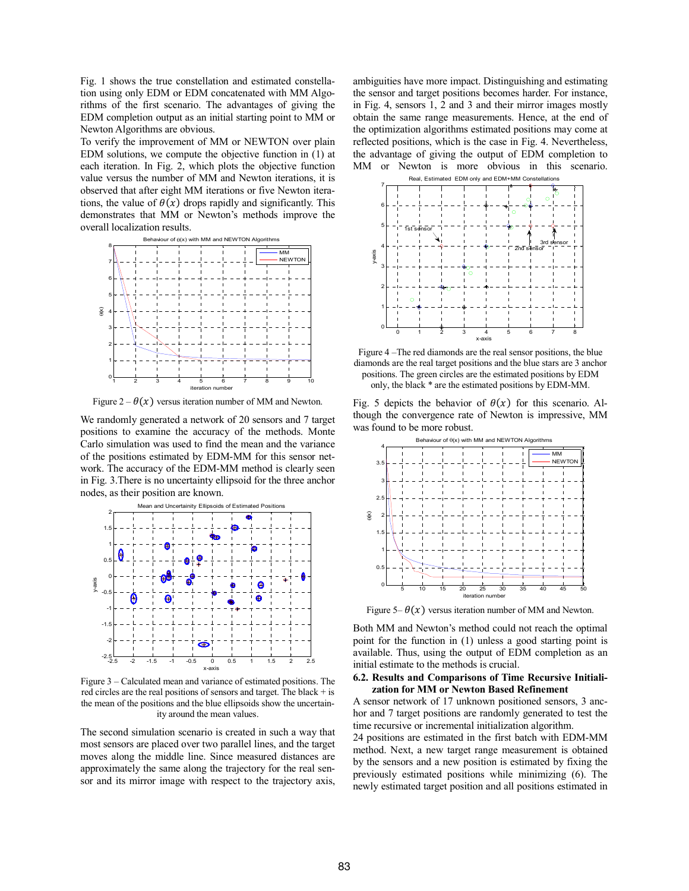Fig. 1 shows the true constellation and estimated constellation using only EDM or EDM concatenated with MM Algorithms of the first scenario. The advantages of giving the EDM completion output as an initial starting point to MM or Newton Algorithms are obvious.

To verify the improvement of MM or NEWTON over plain EDM solutions, we compute the objective function in (1) at each iteration. In Fig. 2, which plots the objective function value versus the number of MM and Newton iterations, it is observed that after eight MM iterations or five Newton iterations, the value of $\theta(x)$ drops rapidly and significantly. This demonstrates that MM or Newton's methods improve the overall localization results.

Figure 2 – $\theta(x)$ versus iteration number of MM and Newton.

We randomly generated a network of 20 sensors and 7 target positions to examine the accuracy of the methods. Monte Carlo simulation was used to find the mean and the variance of the positions estimated by EDM-MM for this sensor network. The accuracy of the EDM-MM method is clearly seen in Fig. 3.There is no uncertainty ellipsoid for the three anchor nodes, as their position are known.

Figure 3 – Calculated mean and variance of estimated positions. The red circles are the real positions of sensors and target. The black + is the mean of the positions and the blue ellipsoids show the uncertainity around the mean values.

The second simulation scenario is created in such a way that most sensors are placed over two parallel lines, and the target moves along the middle line. Since measured distances are approximately the same along the trajectory for the real sensor and its mirror image with respect to the trajectory axis, ambiguities have more impact. Distinguishing and estimating the sensor and target positions becomes harder. For instance, in Fig. 4, sensors 1, 2 and 3 and their mirror images mostly obtain the same range measurements. Hence, at the end of the optimization algorithms estimated positions may come at reflected positions, which is the case in Fig. 4. Nevertheless, the advantage of giving the output of EDM completion to MM or Newton is more obvious in this scenario.

Figure 4 –The red diamonds are the real sensor positions, the blue diamonds are the real target positions and the blue stars are 3 anchor positions. The green circles are the estimated positions by EDM only, the black * are the estimated positions by EDM-MM.

Fig. 5 depicts the behavior of $\theta(x)$ for this scenario. Although the convergence rate of Newton is impressive, MM was found to be more robust.

Figure 5– $\theta(x)$ versus iteration number of MM and Newton.

Both MM and Newton's method could not reach the optimal point for the function in (1) unless a good starting point is available. Thus, using the output of EDM completion as an initial estimate to the methods is crucial.

### 6.2. Results and Comparisons of Time Recursive Initialization for MM or Newton Based Refinement

A sensor network of 17 unknown positioned sensors, 3 anchor and 7 target positions are randomly generated to test the time recursive or incremental initialization algorithm.

24 positions are estimated in the first batch with EDM-MM method. Next, a new target range measurement is obtained by the sensors and a new position is estimated by fixing the previously estimated positions while minimizing (6). The newly estimated target position and all positions estimated in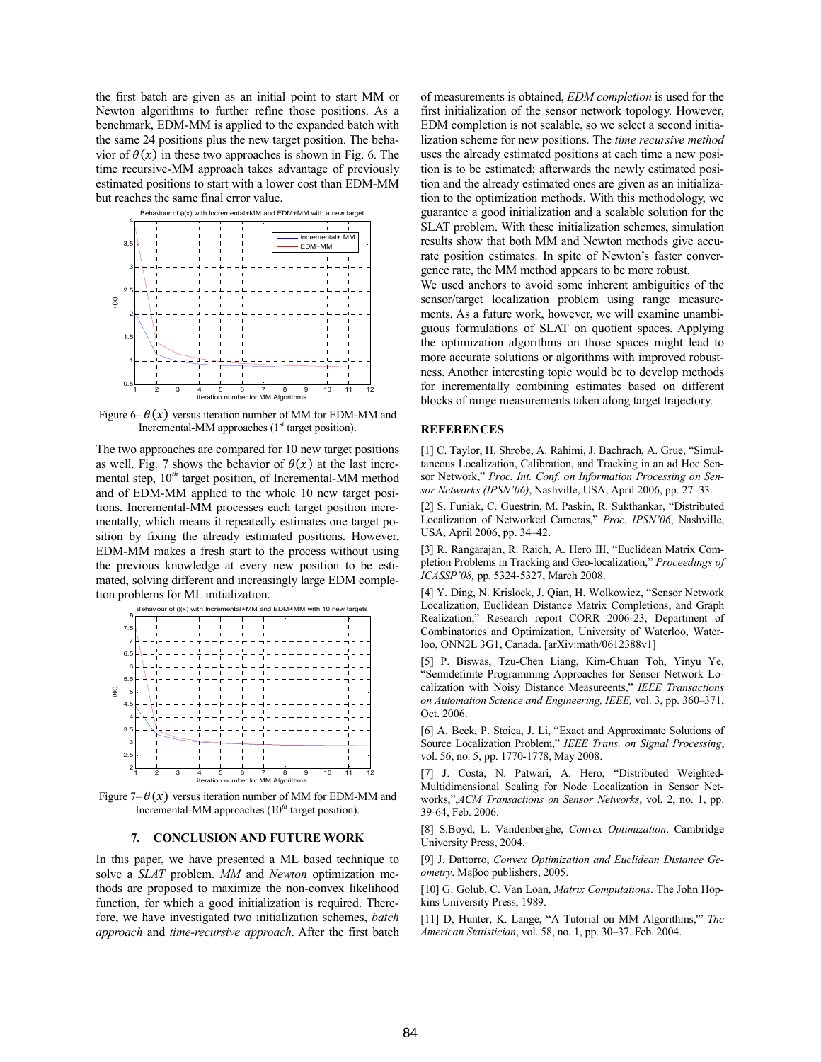the first batch are given as an initial point to start MM or Newton algorithms to further refine those positions. As a benchmark, EDM-MM is applied to the expanded batch with the same 24 positions plus the new target position. The behavior of $\theta(x)$ in these two approaches is shown in Fig. 6. The time recursive-MM approach takes advantage of previously estimated positions to start with a lower cost than EDM-MM but reaches the same final error value.

Behaviour of θ(x) with Incremental+MM and EDM+MM with a new target

Incremental+ MM
EDM+MM

θ(x)

0.5
1
1.5
2
2.5
3
3.5
4

1 2 3 4 5 6 7 8 9 10 11 12

iteration number for MM Algorithms

Figure 6– $\theta(x)$ versus iteration number of MM for EDM-MM and Incremental-MM approaches (1st target position).

The two approaches are compared for 10 new target positions as well. Fig. 7 shows the behavior of $\theta(x)$ at the last incremental step, 10th target position, of Incremental-MM method and of EDM-MM applied to the whole 10 new target positions. Incremental-MM processes each target position incrementally, which means it repeatedly estimates one target position by fixing the already estimated positions. However, EDM-MM makes a fresh start to the process without using the previous knowledge at every new position to be estimated, solving different and increasingly large EDM completion problems for ML initialization.

Behaviour of θ(x) with Incremental+MM and EDM+MM with 10 new targets

θ(x)

2
2.5
3
3.5
4
4.5
5
5.5
6
6.5
7
7.5
8

1 2 3 4 5 6 7 8 9 10 11 12

iteration number for MM Algorithms

Figure 7– $\theta(x)$ versus iteration number of MM for EDM-MM and Incremental-MM approaches (10th target position).

## 7. CONCLUSION AND FUTURE WORK

In this paper, we have presented a ML based technique to solve a *SLAT* problem. *MM* and *Newton* optimization methods are proposed to maximize the non-convex likelihood function, for which a good initialization is required. Therefore, we have investigated two initialization schemes, *batch approach* and *time-recursive approach*. After the first batch of measurements is obtained, *EDM completion* is used for the first initialization of the sensor network topology. However, EDM completion is not scalable, so we select a second initialization scheme for new positions. The *time recursive method* uses the already estimated positions at each time a new position is to be estimated; afterwards the newly estimated position and the already estimated ones are given as an initialization to the optimization methods. With this methodology, we guarantee a good initialization and a scalable solution for the SLAT problem. With these initialization schemes, simulation results show that both MM and Newton methods give accurate position estimates. In spite of Newton's faster convergence rate, the MM method appears to be more robust.

We used anchors to avoid some inherent ambiguities of the sensor/target localization problem using range measurements. As a future work, however, we will examine unambiguous formulations of SLAT on quotient spaces. Applying the optimization algorithms on those spaces might lead to more accurate solutions or algorithms with improved robustness. Another interesting topic would be to develop methods for incrementally combining estimates based on different blocks of range measurements taken along target trajectory.

## REFERENCES

[1] C. Taylor, H. Shrobe, A. Rahimi, J. Bachrach, A. Grue, "Simultaneous Localization, Calibration, and Tracking in an ad Hoc Sensor Network," *Proc. Int. Conf. on Information Processing on Sensor Networks (IPSN'06)*, Nashville, USA, April 2006, pp. 27–33.

[2] S. Funiak, C. Guestrin, M. Paskin, R. Sukthankar, "Distributed Localization of Networked Cameras," *Proc. IPSN'06*, Nashville, USA, April 2006, pp. 34–42.

[3] R. Rangarajan, R. Raich, A. Hero III, "Euclidean Matrix Completion Problems in Tracking and Geo-localization," *Proceedings of ICASSP'08,* pp. 5324-5327, March 2008.

[4] Y. Ding, N. Krislock, J. Qian, H. Wolkowicz, "Sensor Network Localization, Euclidean Distance Matrix Completions, and Graph Realization," Research report CORR 2006-23, Department of Combinatorics and Optimization, University of Waterloo, Waterloo, ONN2L 3G1, Canada. [arXiv:math/0612388v1]

[5] P. Biswas, Tzu-Chen Liang, Kim-Chuan Toh, Yinyu Ye, "Semidefinite Programming Approaches for Sensor Network Localization with Noisy Distance Measureents," *IEEE Transactions on Automation Science and Engineering, IEEE,* vol. 3, pp. 360–371, Oct. 2006.

[6] A. Beck, P. Stoica, J. Li, "Exact and Approximate Solutions of Source Localization Problem," *IEEE Trans. on Signal Processing*, vol. 56, no. 5, pp. 1770-1778, May 2008.

[7] J. Costa, N. Patwari, A. Hero, "Distributed Weighted-Multidimensional Scaling for Node Localization in Sensor Networks,",*ACM Transactions on Sensor Networks*, vol. 2, no. 1, pp. 39-64, Feb. 2006.

[8] S.Boyd, L. Vandenberghe, *Convex Optimization*. Cambridge University Press, 2004.

[9] J. Dattorro, *Convex Optimization and Euclidean Distance Geometry*. Mεβoo publishers, 2005.

[10] G. Golub, C. Van Loan, *Matrix Computations*. The John Hopkins University Press, 1989.

[11] D, Hunter, K. Lange, "A Tutorial on MM Algorithms,"' *The American Statistician*, vol. 58, no. 1, pp. 30–37, Feb. 2004.